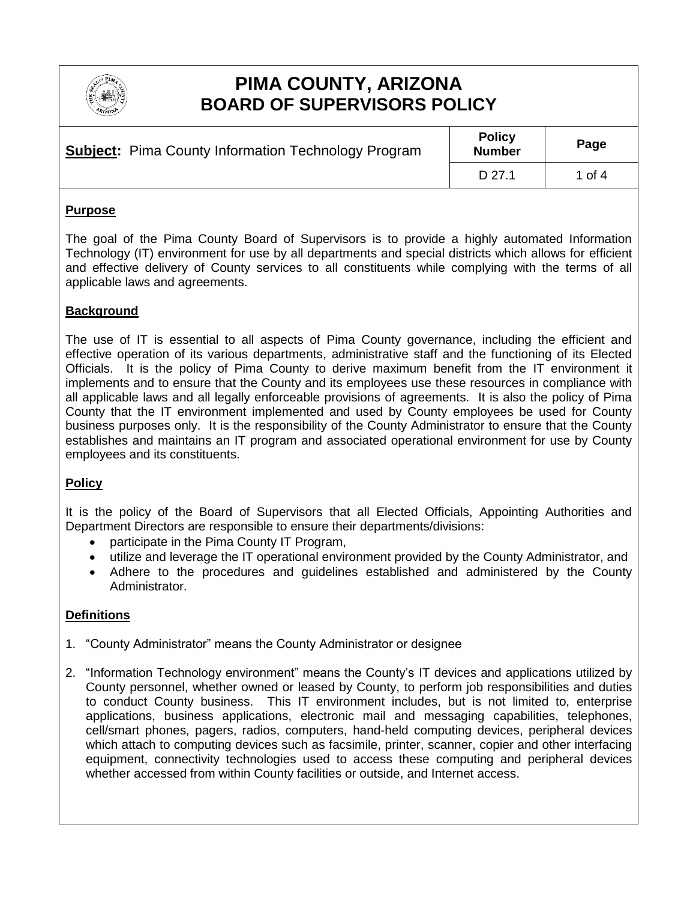# PIMA COUNTY, ARIZONA
# BOARD OF SUPERVISORS POLICY

| **Subject:** Pima County Information Technology Program | **Policy Number** | **Page** |
|---|---|---|
| | D 27.1 | 1 of 4 |

## Purpose

The goal of the Pima County Board of Supervisors is to provide a highly automated Information Technology (IT) environment for use by all departments and special districts which allows for efficient and effective delivery of County services to all constituents while complying with the terms of all applicable laws and agreements.

## Background

The use of IT is essential to all aspects of Pima County governance, including the efficient and effective operation of its various departments, administrative staff and the functioning of its Elected Officials. It is the policy of Pima County to derive maximum benefit from the IT environment it implements and to ensure that the County and its employees use these resources in compliance with all applicable laws and all legally enforceable provisions of agreements. It is also the policy of Pima County that the IT environment implemented and used by County employees be used for County business purposes only. It is the responsibility of the County Administrator to ensure that the County establishes and maintains an IT program and associated operational environment for use by County employees and its constituents.

## Policy

It is the policy of the Board of Supervisors that all Elected Officials, Appointing Authorities and Department Directors are responsible to ensure their departments/divisions:

- participate in the Pima County IT Program,
- utilize and leverage the IT operational environment provided by the County Administrator, and
- Adhere to the procedures and guidelines established and administered by the County Administrator.

## Definitions

1. "County Administrator" means the County Administrator or designee
2. "Information Technology environment" means the County's IT devices and applications utilized by County personnel, whether owned or leased by County, to perform job responsibilities and duties to conduct County business. This IT environment includes, but is not limited to, enterprise applications, business applications, electronic mail and messaging capabilities, telephones, cell/smart phones, pagers, radios, computers, hand-held computing devices, peripheral devices which attach to computing devices such as facsimile, printer, scanner, copier and other interfacing equipment, connectivity technologies used to access these computing and peripheral devices whether accessed from within County facilities or outside, and Internet access.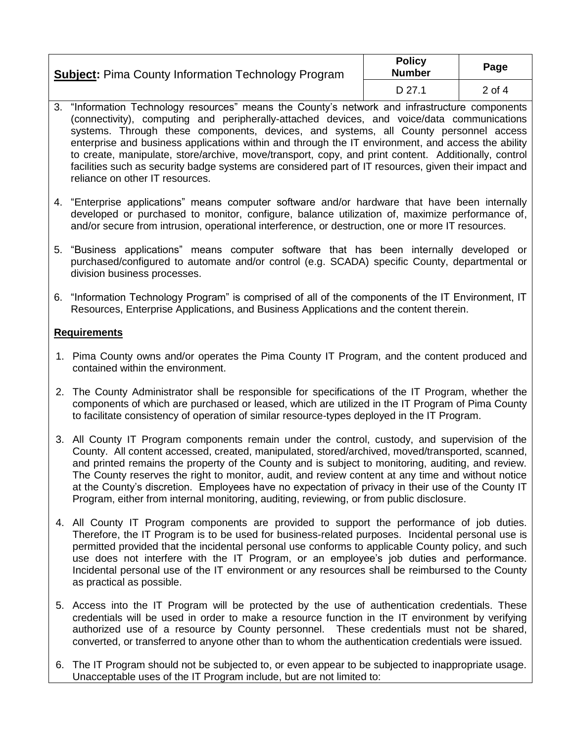3. "Information Technology resources" means the County's network and infrastructure components (connectivity), computing and peripherally-attached devices, and voice/data communications systems. Through these components, devices, and systems, all County personnel access enterprise and business applications within and through the IT environment, and access the ability to create, manipulate, store/archive, move/transport, copy, and print content. Additionally, control facilities such as security badge systems are considered part of IT resources, given their impact and reliance on other IT resources.

4. "Enterprise applications" means computer software and/or hardware that have been internally developed or purchased to monitor, configure, balance utilization of, maximize performance of, and/or secure from intrusion, operational interference, or destruction, one or more IT resources.

5. "Business applications" means computer software that has been internally developed or purchased/configured to automate and/or control (e.g. SCADA) specific County, departmental or division business processes.

6. "Information Technology Program" is comprised of all of the components of the IT Environment, IT Resources, Enterprise Applications, and Business Applications and the content therein.

**Requirements**

1. Pima County owns and/or operates the Pima County IT Program, and the content produced and contained within the environment.

2. The County Administrator shall be responsible for specifications of the IT Program, whether the components of which are purchased or leased, which are utilized in the IT Program of Pima County to facilitate consistency of operation of similar resource-types deployed in the IT Program.

3. All County IT Program components remain under the control, custody, and supervision of the County. All content accessed, created, manipulated, stored/archived, moved/transported, scanned, and printed remains the property of the County and is subject to monitoring, auditing, and review. The County reserves the right to monitor, audit, and review content at any time and without notice at the County's discretion. Employees have no expectation of privacy in their use of the County IT Program, either from internal monitoring, auditing, reviewing, or from public disclosure.

4. All County IT Program components are provided to support the performance of job duties. Therefore, the IT Program is to be used for business-related purposes. Incidental personal use is permitted provided that the incidental personal use conforms to applicable County policy, and such use does not interfere with the IT Program, or an employee's job duties and performance. Incidental personal use of the IT environment or any resources shall be reimbursed to the County as practical as possible.

5. Access into the IT Program will be protected by the use of authentication credentials. These credentials will be used in order to make a resource function in the IT environment by verifying authorized use of a resource by County personnel. These credentials must not be shared, converted, or transferred to anyone other than to whom the authentication credentials were issued.

6. The IT Program should not be subjected to, or even appear to be subjected to inappropriate usage. Unacceptable uses of the IT Program include, but are not limited to: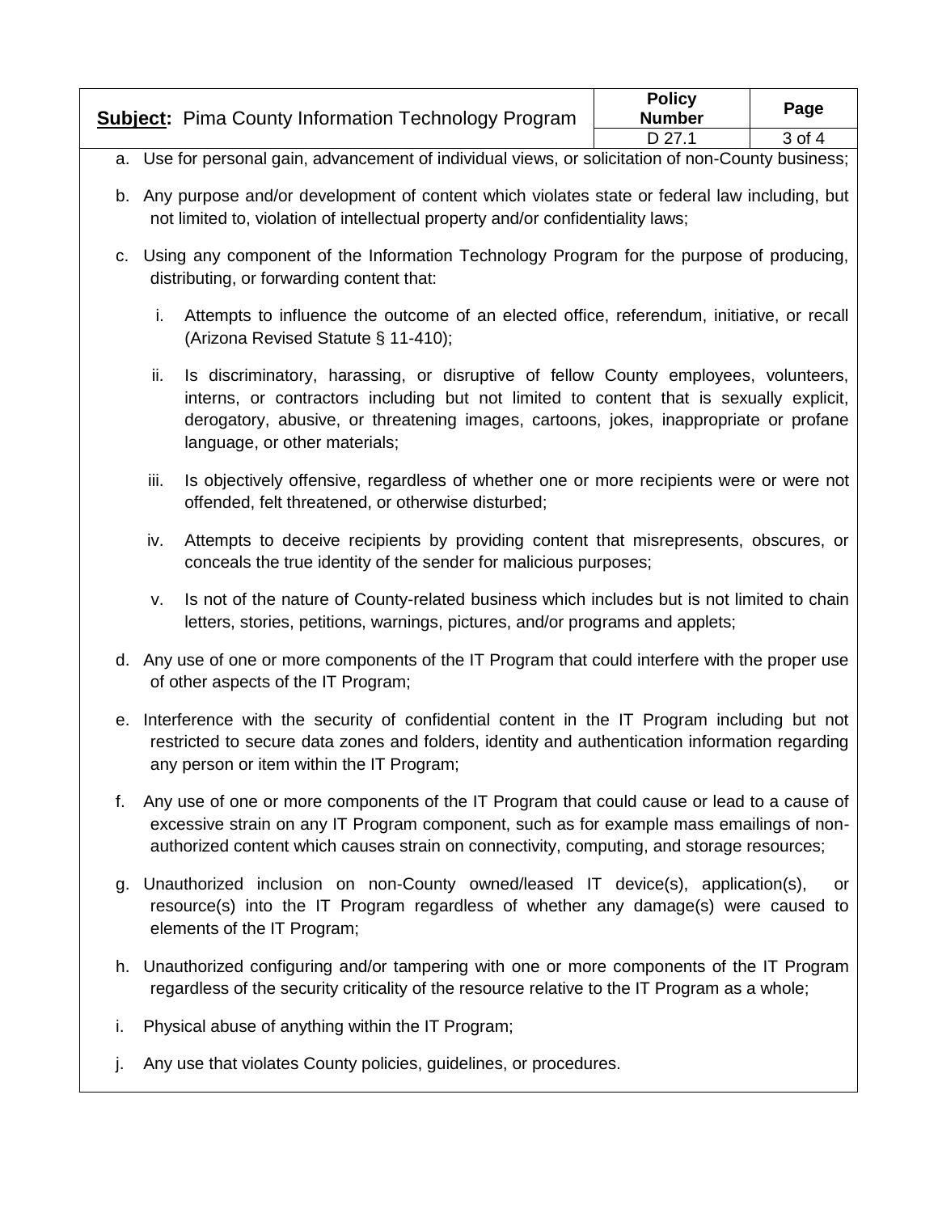a. Use for personal gain, advancement of individual views, or solicitation of non-County business;

b. Any purpose and/or development of content which violates state or federal law including, but not limited to, violation of intellectual property and/or confidentiality laws;

c. Using any component of the Information Technology Program for the purpose of producing, distributing, or forwarding content that:

   i. Attempts to influence the outcome of an elected office, referendum, initiative, or recall (Arizona Revised Statute § 11-410);

   ii. Is discriminatory, harassing, or disruptive of fellow County employees, volunteers, interns, or contractors including but not limited to content that is sexually explicit, derogatory, abusive, or threatening images, cartoons, jokes, inappropriate or profane language, or other materials;

   iii. Is objectively offensive, regardless of whether one or more recipients were or were not offended, felt threatened, or otherwise disturbed;

   iv. Attempts to deceive recipients by providing content that misrepresents, obscures, or conceals the true identity of the sender for malicious purposes;

   v. Is not of the nature of County-related business which includes but is not limited to chain letters, stories, petitions, warnings, pictures, and/or programs and applets;

d. Any use of one or more components of the IT Program that could interfere with the proper use of other aspects of the IT Program;

e. Interference with the security of confidential content in the IT Program including but not restricted to secure data zones and folders, identity and authentication information regarding any person or item within the IT Program;

f. Any use of one or more components of the IT Program that could cause or lead to a cause of excessive strain on any IT Program component, such as for example mass emailings of non-authorized content which causes strain on connectivity, computing, and storage resources;

g. Unauthorized inclusion on non-County owned/leased IT device(s), application(s), or resource(s) into the IT Program regardless of whether any damage(s) were caused to elements of the IT Program;

h. Unauthorized configuring and/or tampering with one or more components of the IT Program regardless of the security criticality of the resource relative to the IT Program as a whole;

i. Physical abuse of anything within the IT Program;

j. Any use that violates County policies, guidelines, or procedures.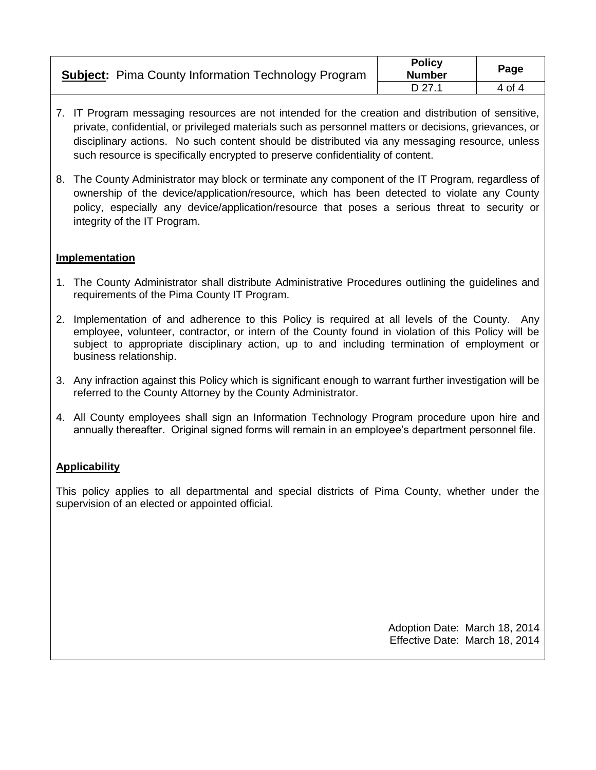7. IT Program messaging resources are not intended for the creation and distribution of sensitive, private, confidential, or privileged materials such as personnel matters or decisions, grievances, or disciplinary actions. No such content should be distributed via any messaging resource, unless such resource is specifically encrypted to preserve confidentiality of content.

8. The County Administrator may block or terminate any component of the IT Program, regardless of ownership of the device/application/resource, which has been detected to violate any County policy, especially any device/application/resource that poses a serious threat to security or integrity of the IT Program.

## Implementation

1. The County Administrator shall distribute Administrative Procedures outlining the guidelines and requirements of the Pima County IT Program.

2. Implementation of and adherence to this Policy is required at all levels of the County. Any employee, volunteer, contractor, or intern of the County found in violation of this Policy will be subject to appropriate disciplinary action, up to and including termination of employment or business relationship.

3. Any infraction against this Policy which is significant enough to warrant further investigation will be referred to the County Attorney by the County Administrator.

4. All County employees shall sign an Information Technology Program procedure upon hire and annually thereafter. Original signed forms will remain in an employee's department personnel file.

## Applicability

This policy applies to all departmental and special districts of Pima County, whether under the supervision of an elected or appointed official.

Adoption Date: March 18, 2014
Effective Date: March 18, 2014